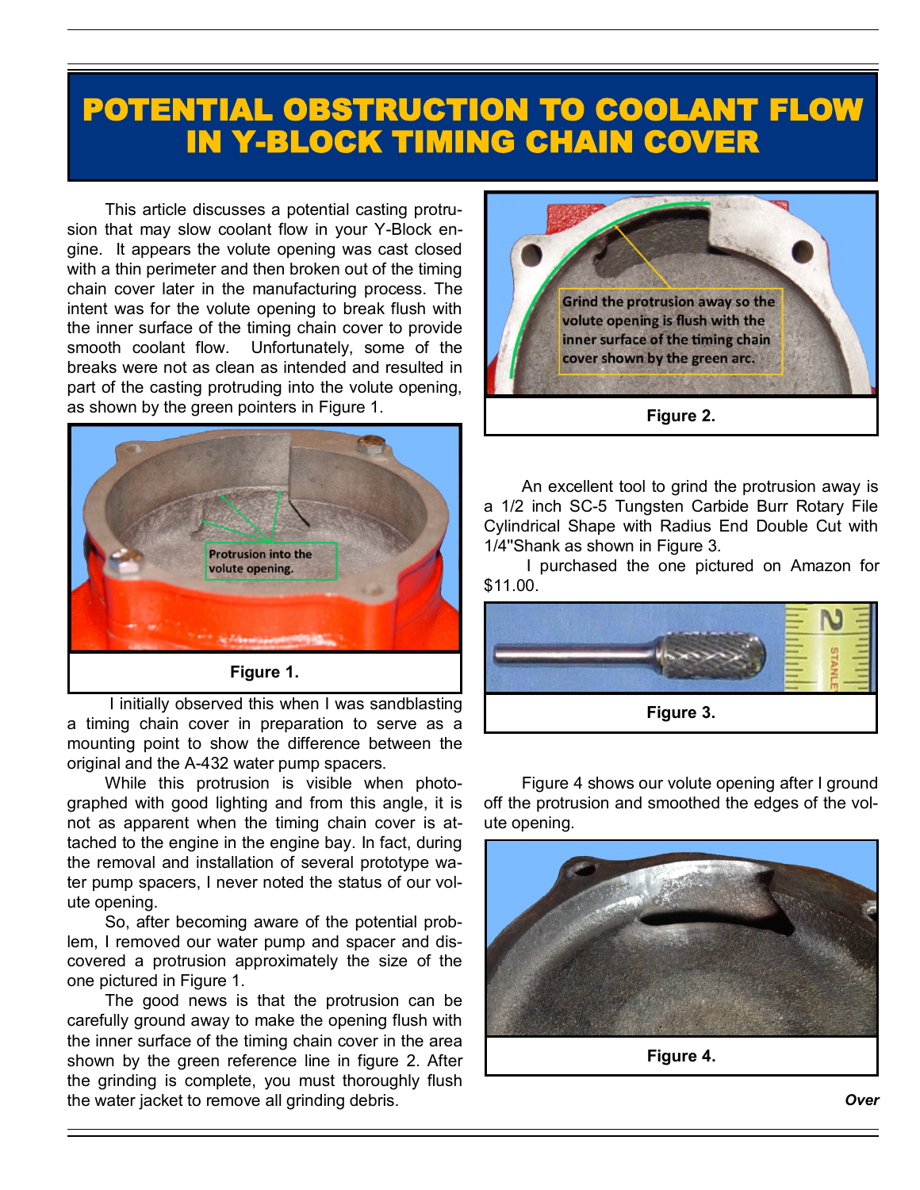# POTENTIAL OBSTRUCTION TO COOLANT FLOW IN Y-BLOCK TIMING CHAIN COVER

This article discusses a potential casting protrusion that may slow coolant flow in your Y-Block engine. It appears the volute opening was cast closed with a thin perimeter and then broken out of the timing chain cover later in the manufacturing process. The intent was for the volute opening to break flush with the inner surface of the timing chain cover to provide smooth coolant flow. Unfortunately, some of the breaks were not as clean as intended and resulted in part of the casting protruding into the volute opening, as shown by the green pointers in Figure 1.

Protrusion into the volute opening.

**Figure 1.**

I initially observed this when I was sandblasting a timing chain cover in preparation to serve as a mounting point to show the difference between the original and the A-432 water pump spacers.

While this protrusion is visible when photographed with good lighting and from this angle, it is not as apparent when the timing chain cover is attached to the engine in the engine bay. In fact, during the removal and installation of several prototype water pump spacers, I never noted the status of our volute opening.

So, after becoming aware of the potential problem, I removed our water pump and spacer and discovered a protrusion approximately the size of the one pictured in Figure 1.

The good news is that the protrusion can be carefully ground away to make the opening flush with the inner surface of the timing chain cover in the area shown by the green reference line in figure 2. After the grinding is complete, you must thoroughly flush the water jacket to remove all grinding debris.

Grind the protrusion away so the volute opening is flush with the inner surface of the timing chain cover shown by the green arc.

**Figure 2.**

An excellent tool to grind the protrusion away is a 1/2 inch SC-5 Tungsten Carbide Burr Rotary File Cylindrical Shape with Radius End Double Cut with 1/4"Shank as shown in Figure 3.

I purchased the one pictured on Amazon for $11.00.

**Figure 3.**

Figure 4 shows our volute opening after I ground off the protrusion and smoothed the edges of the volute opening.

**Figure 4.**

***Over***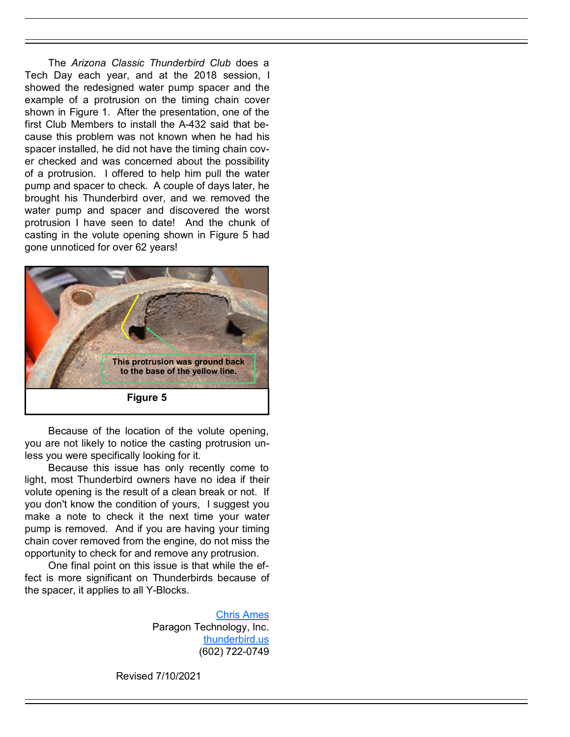The *Arizona Classic Thunderbird Club* does a Tech Day each year, and at the 2018 session, I showed the redesigned water pump spacer and the example of a protrusion on the timing chain cover shown in Figure 1. After the presentation, one of the first Club Members to install the A-432 said that because this problem was not known when he had his spacer installed, he did not have the timing chain cover checked and was concerned about the possibility of a protrusion. I offered to help him pull the water pump and spacer to check. A couple of days later, he brought his Thunderbird over, and we removed the water pump and spacer and discovered the worst protrusion I have seen to date! And the chunk of casting in the volute opening shown in Figure 5 had gone unnoticed for over 62 years!

This protrusion was ground back to the base of the yellow line.

**Figure 5**

Because of the location of the volute opening, you are not likely to notice the casting protrusion unless you were specifically looking for it.

Because this issue has only recently come to light, most Thunderbird owners have no idea if their volute opening is the result of a clean break or not. If you don't know the condition of yours, I suggest you make a note to check it the next time your water pump is removed. And if you are having your timing chain cover removed from the engine, do not miss the opportunity to check for and remove any protrusion.

One final point on this issue is that while the effect is more significant on Thunderbirds because of the spacer, it applies to all Y-Blocks.

Chris Ames
Paragon Technology, Inc.
thunderbird.us
(602) 722-0749

Revised 7/10/2021